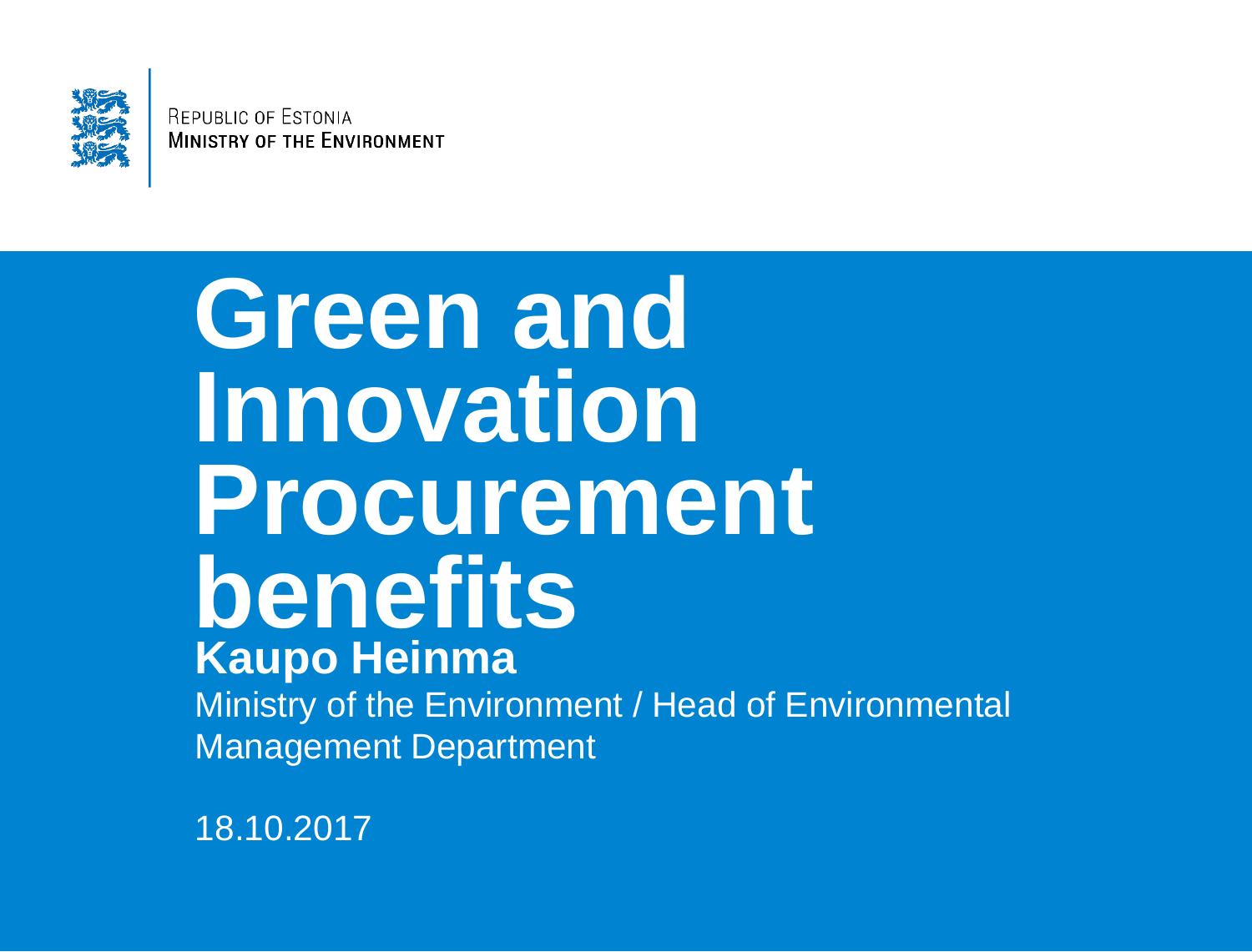Republic of Estonia
**Ministry of the Environment**

# Green and Innovation Procurement benefits

**Kaupo Heinma**

Ministry of the Environment / Head of Environmental Management Department

18.10.2017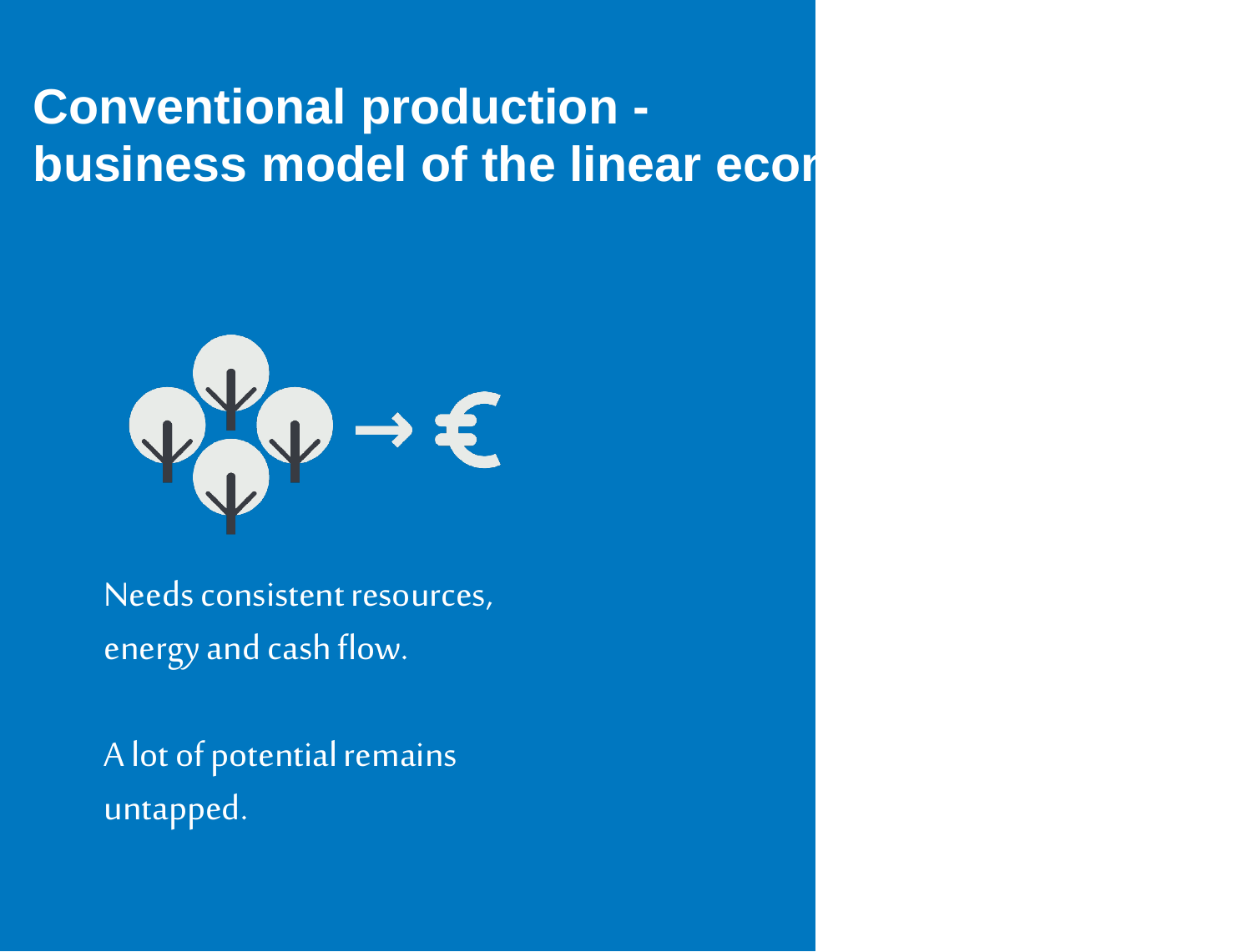# Conventional production - business model of the linear econ

Needs consistent resources, energy and cash flow.

A lot of potential remains untapped.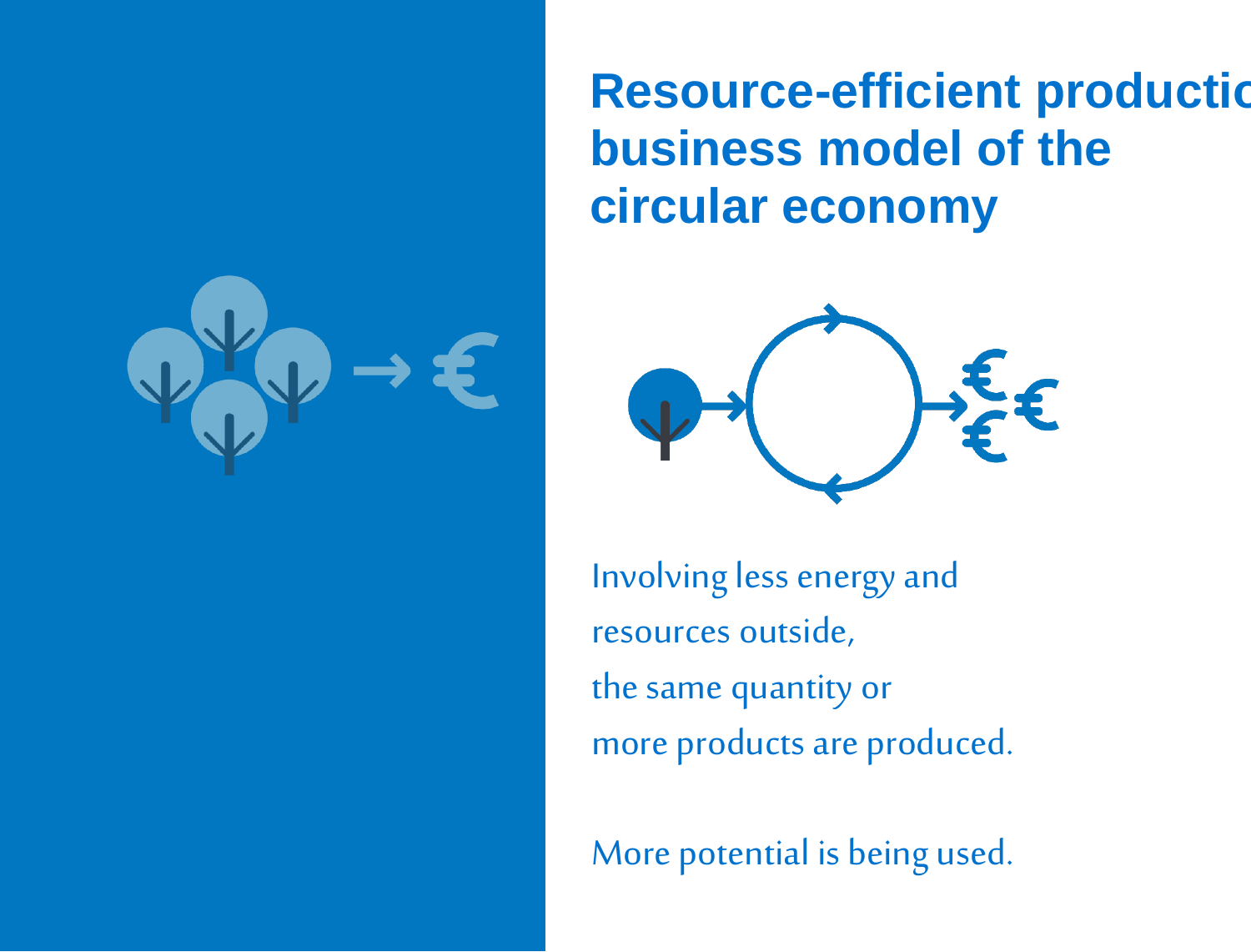# Resource-efficient productio business model of the circular economy

Involving less energy and
resources outside,
the same quantity or
more products are produced.

More potential is being used.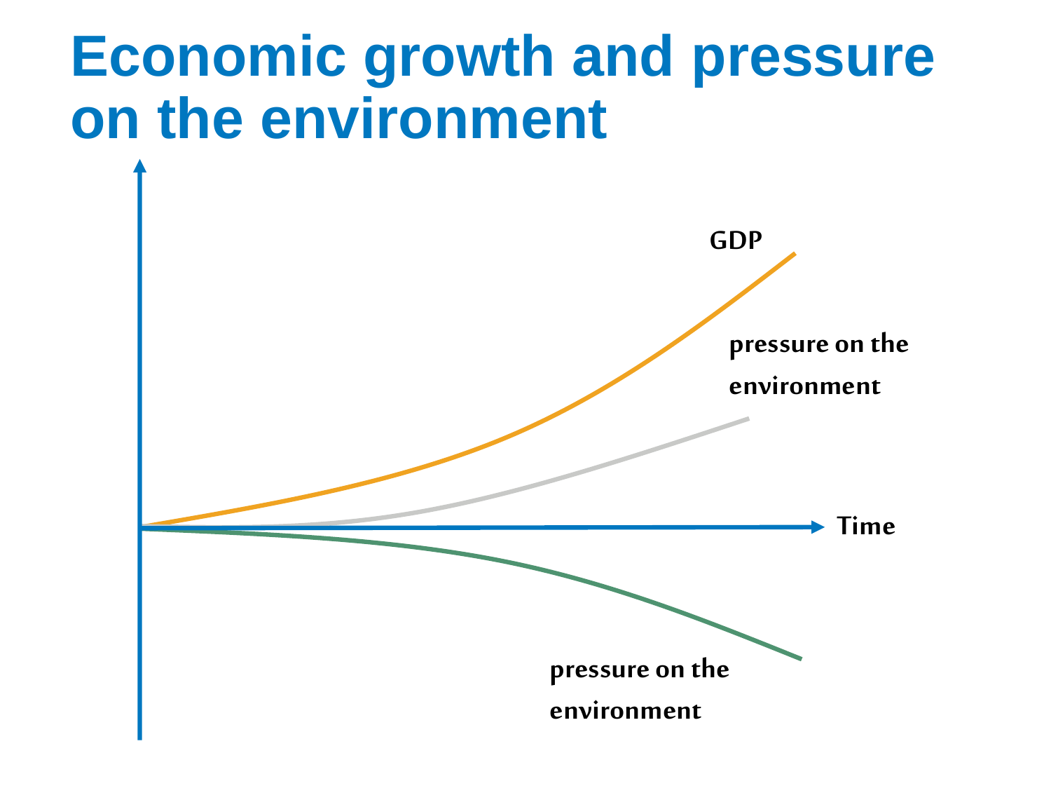# Economic growth and pressure on the environment

GDP

pressure on the environment

Time

pressure on the environment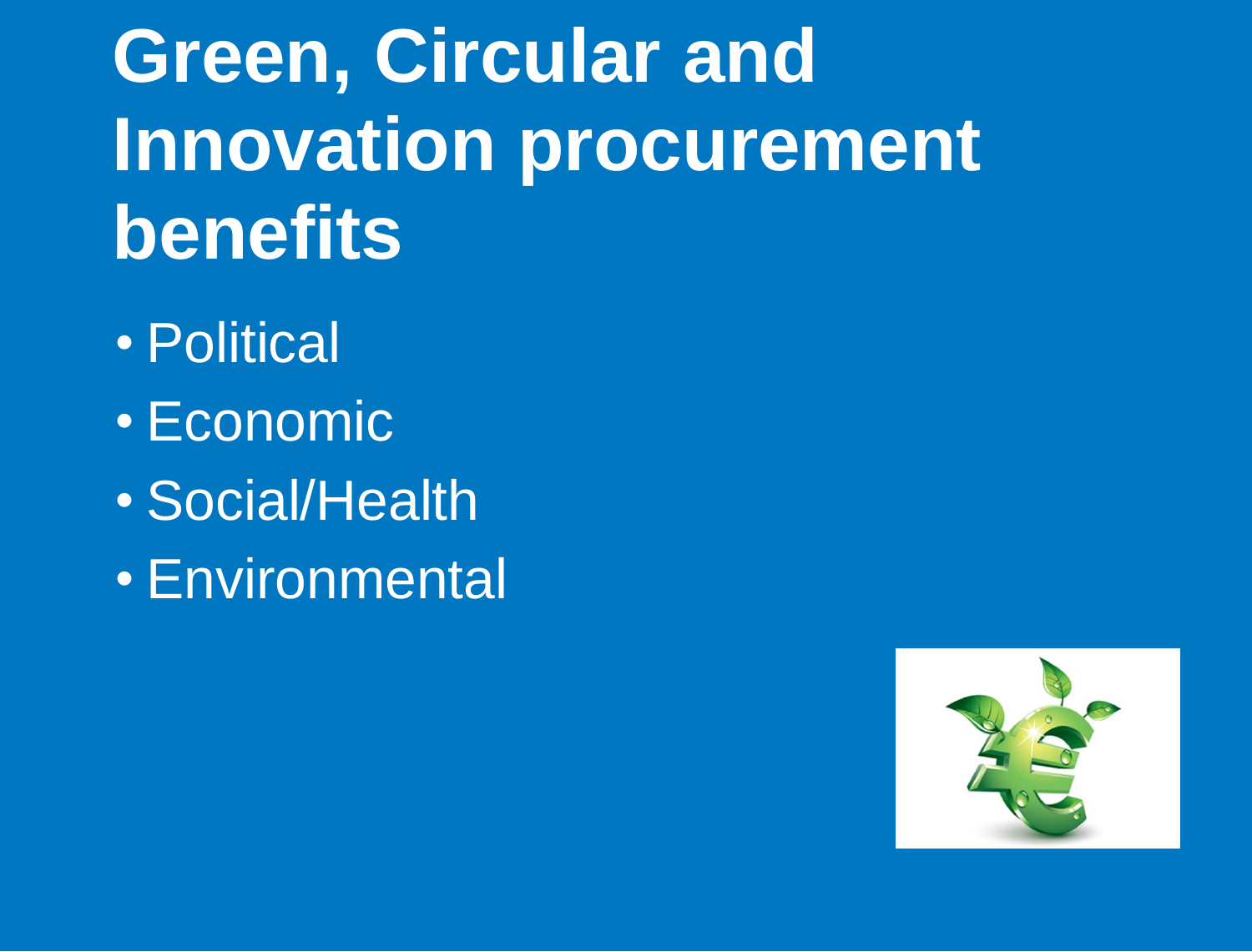# Green, Circular and Innovation procurement benefits

- Political
- Economic
- Social/Health
- Environmental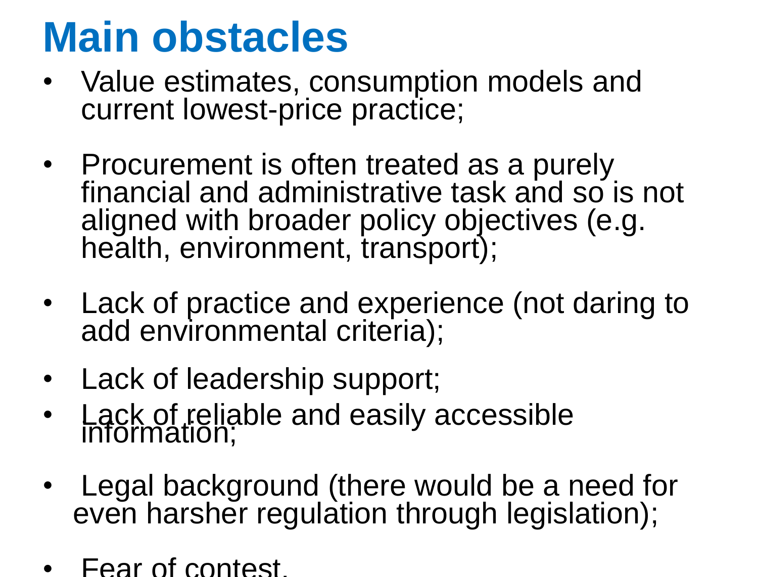# Main obstacles

- Value estimates, consumption models and current lowest-price practice;
- Procurement is often treated as a purely financial and administrative task and so is not aligned with broader policy objectives (e.g. health, environment, transport);
- Lack of practice and experience (not daring to add environmental criteria);
- Lack of leadership support;
- Lack of reliable and easily accessible information;
- Legal background (there would be a need for even harsher regulation through legislation);
- Fear of contest.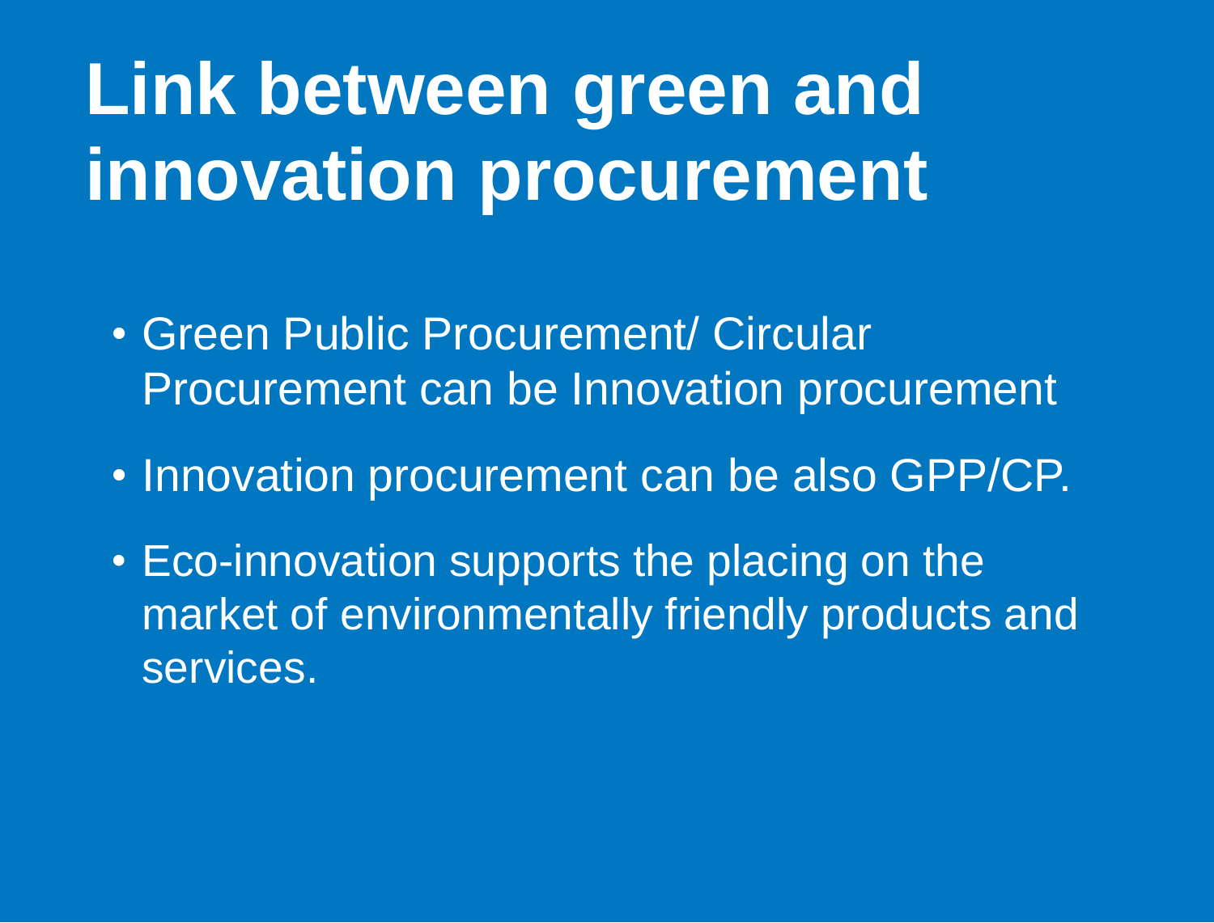# Link between green and innovation procurement

- Green Public Procurement/ Circular Procurement can be Innovation procurement
- Innovation procurement can be also GPP/CP.
- Eco-innovation supports the placing on the market of environmentally friendly products and services.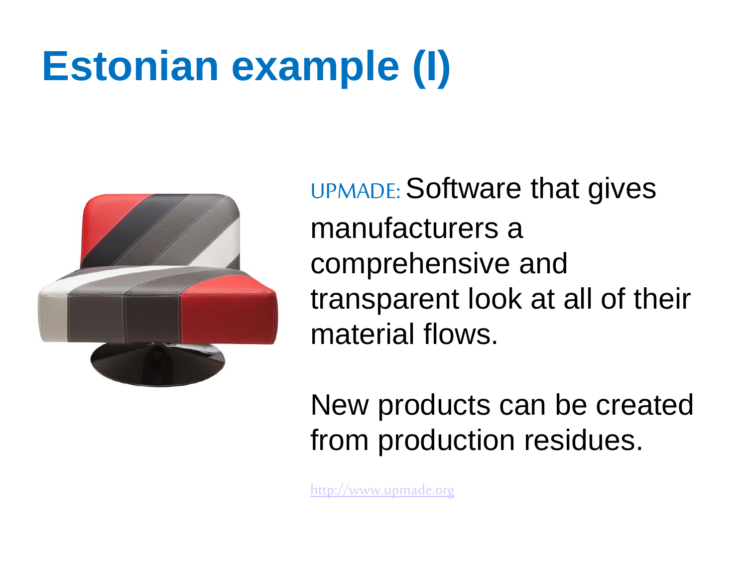# Estonian example (I)

UPMADE: Software that gives manufacturers a comprehensive and transparent look at all of their material flows.

New products can be created from production residues.

http://www.upmade.org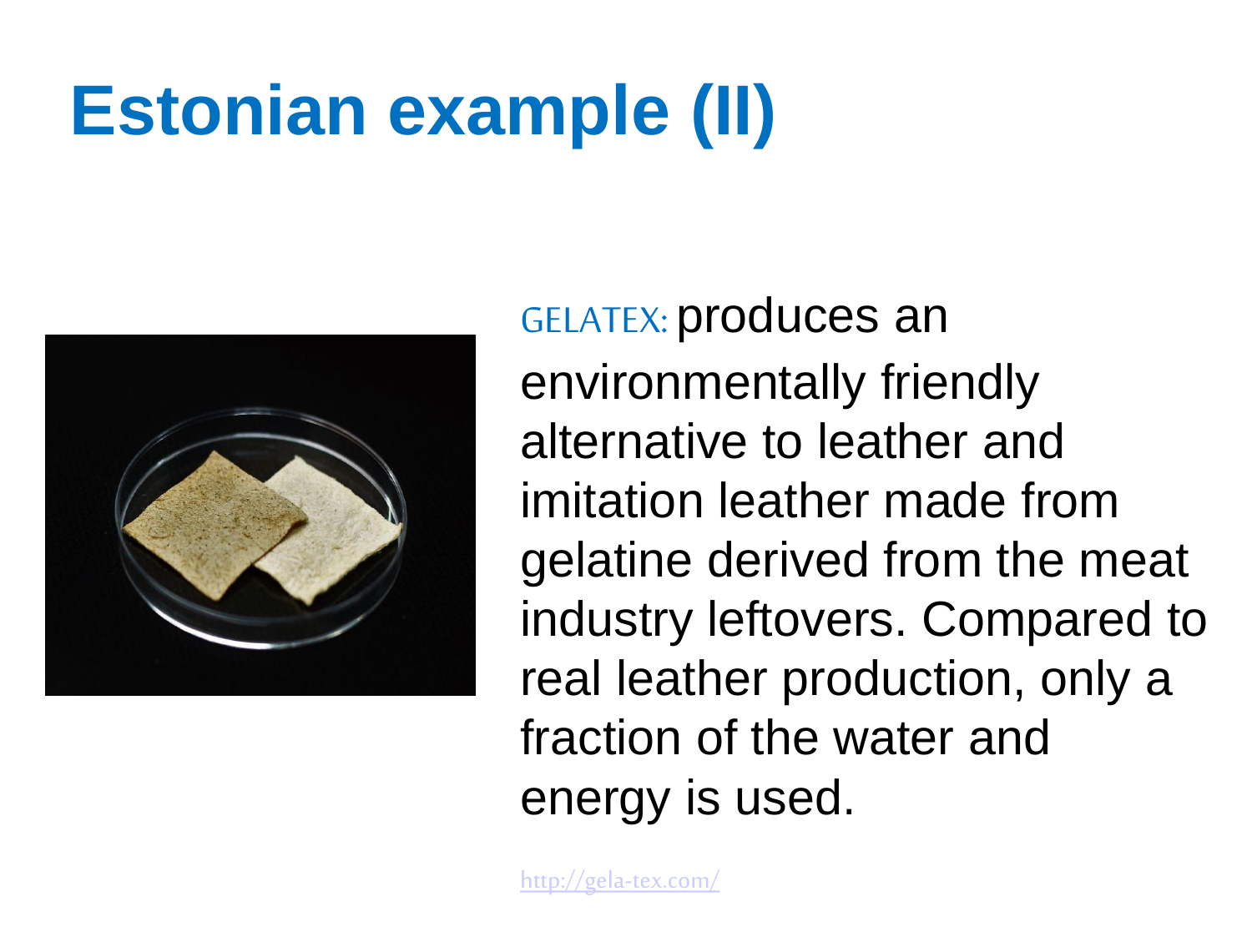# Estonian example (II)

GELATEX: produces an environmentally friendly alternative to leather and imitation leather made from gelatine derived from the meat industry leftovers. Compared to real leather production, only a fraction of the water and energy is used.

http://gela-tex.com/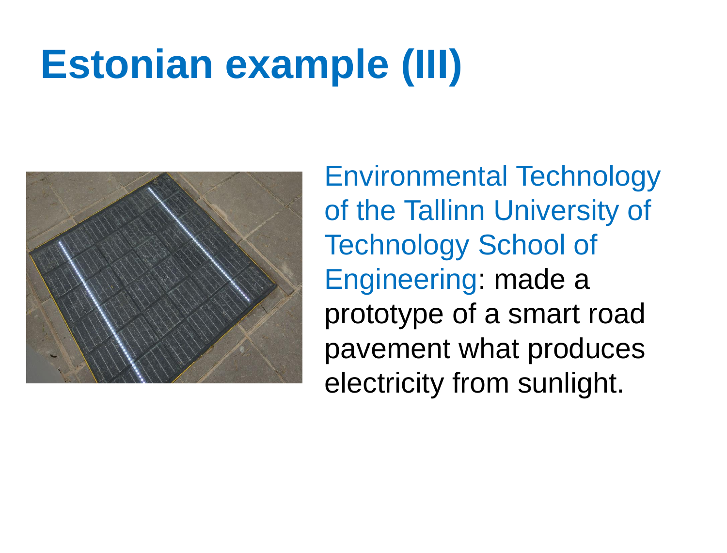# Estonian example (III)

Environmental Technology of the Tallinn University of Technology School of Engineering: made a prototype of a smart road pavement what produces electricity from sunlight.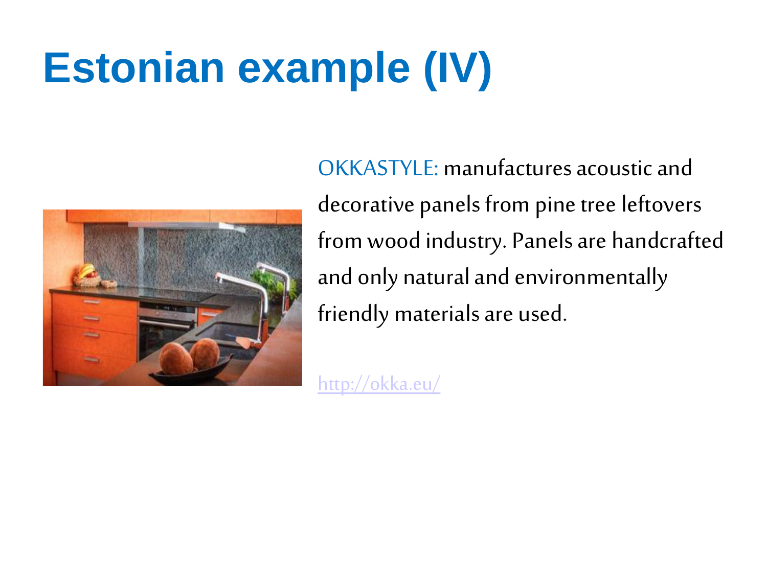# Estonian example (IV)

OKKASTYLE: manufactures acoustic and decorative panels from pine tree leftovers from wood industry. Panels are handcrafted and only natural and environmentally friendly materials are used.

http://okka.eu/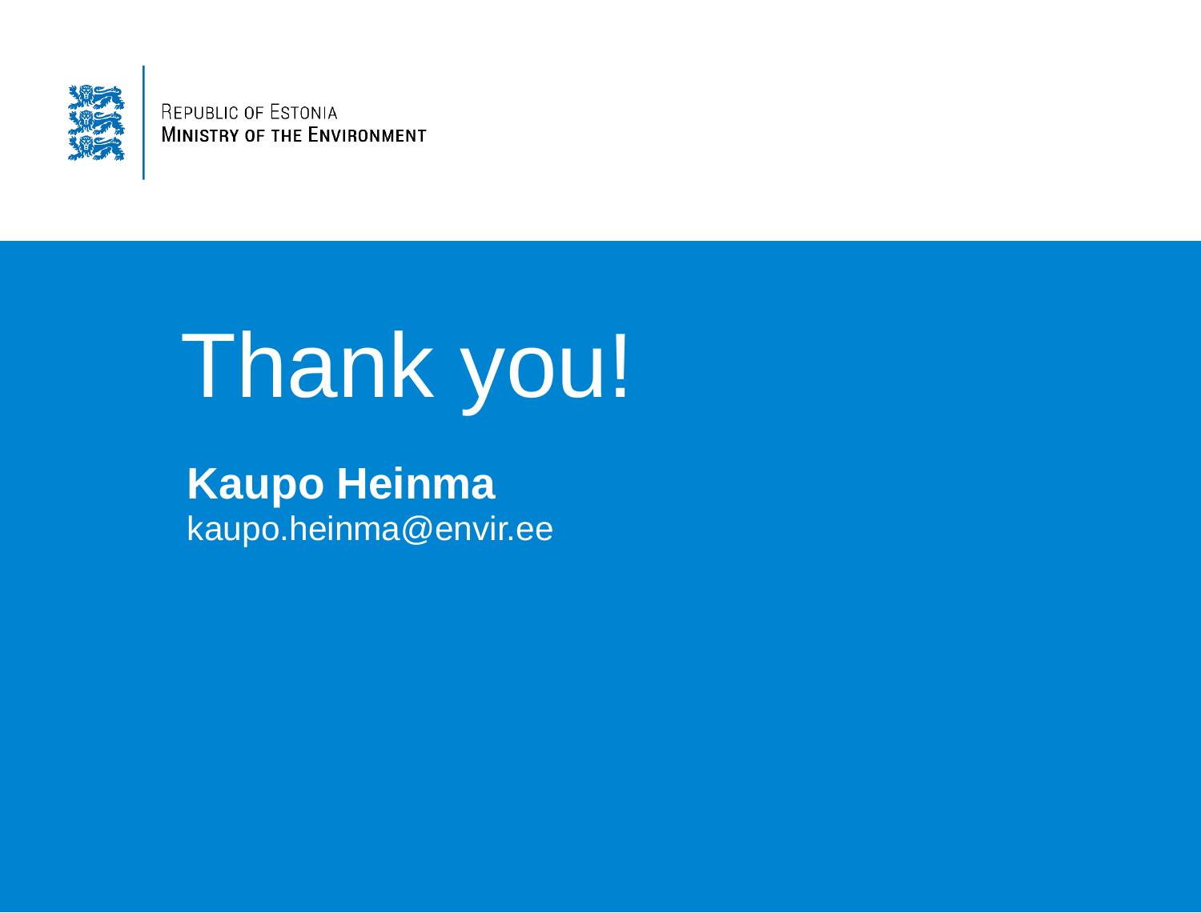Republic of Estonia
Ministry of the Environment

# Thank you!

**Kaupo Heinma**
kaupo.heinma@envir.ee